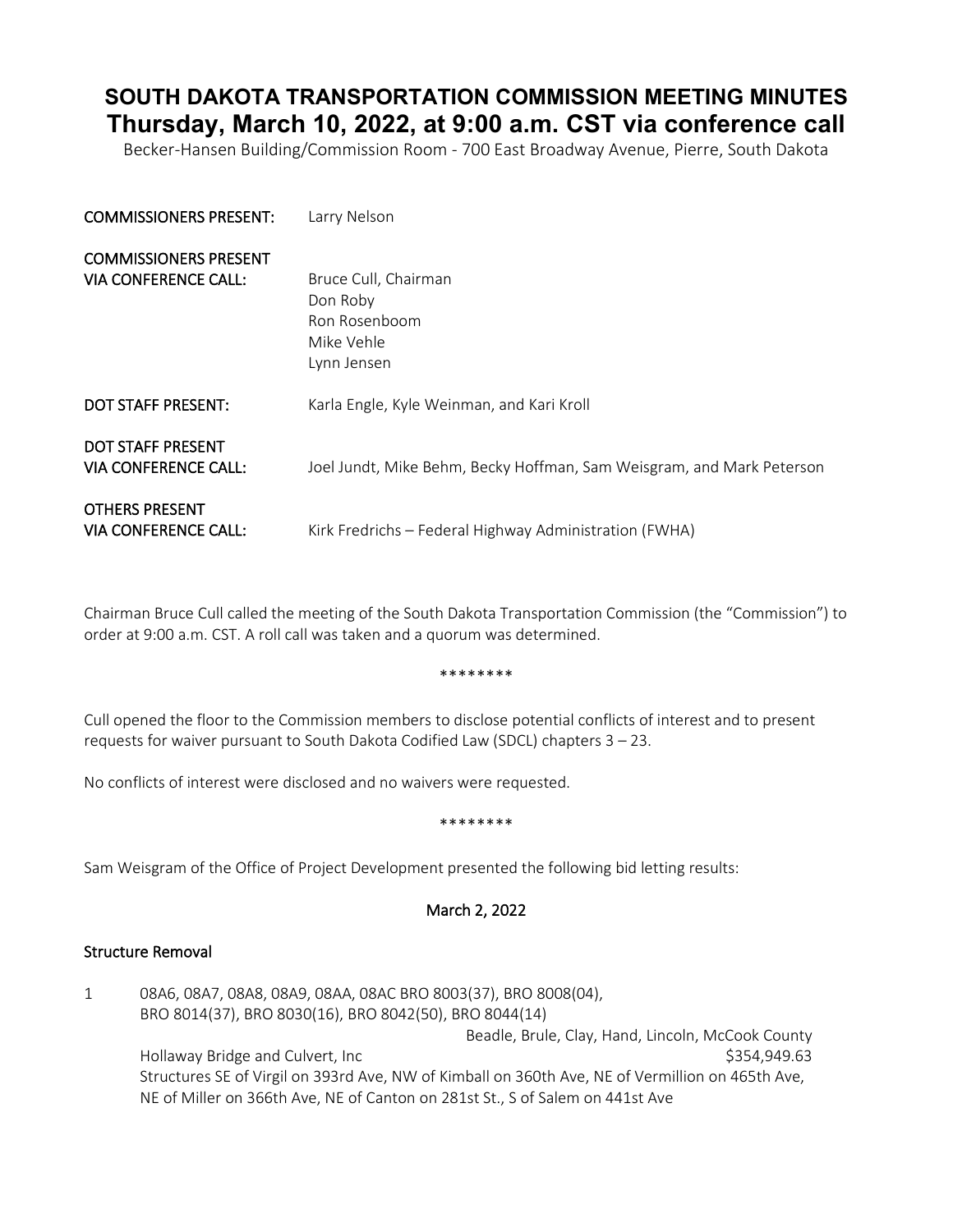# SOUTH DAKOTA TRANSPORTATION COMMISSION MEETING MINUTES
## Thursday, March 10, 2022, at 9:00 a.m. CST via conference call

Becker-Hansen Building/Commission Room - 700 East Broadway Avenue, Pierre, South Dakota

**COMMISSIONERS PRESENT:** Larry Nelson

**COMMISSIONERS PRESENT VIA CONFERENCE CALL:**
Bruce Cull, Chairman
Don Roby
Ron Rosenboom
Mike Vehle
Lynn Jensen

**DOT STAFF PRESENT:** Karla Engle, Kyle Weinman, and Kari Kroll

**DOT STAFF PRESENT VIA CONFERENCE CALL:** Joel Jundt, Mike Behm, Becky Hoffman, Sam Weisgram, and Mark Peterson

**OTHERS PRESENT VIA CONFERENCE CALL:** Kirk Fredrichs – Federal Highway Administration (FWHA)

Chairman Bruce Cull called the meeting of the South Dakota Transportation Commission (the "Commission") to order at 9:00 a.m. CST. A roll call was taken and a quorum was determined.

********

Cull opened the floor to the Commission members to disclose potential conflicts of interest and to present requests for waiver pursuant to South Dakota Codified Law (SDCL) chapters 3 – 23.

No conflicts of interest were disclosed and no waivers were requested.

********

Sam Weisgram of the Office of Project Development presented the following bid letting results:

**March 2, 2022**

**Structure Removal**

1 08A6, 08A7, 08A8, 08A9, 08AA, 08AC BRO 8003(37), BRO 8008(04), BRO 8014(37), BRO 8030(16), BRO 8042(50), BRO 8044(14)
Beadle, Brule, Clay, Hand, Lincoln, McCook County
Hollaway Bridge and Culvert, Inc $354,949.63
Structures SE of Virgil on 393rd Ave, NW of Kimball on 360th Ave, NE of Vermillion on 465th Ave, NE of Miller on 366th Ave, NE of Canton on 281st St., S of Salem on 441st Ave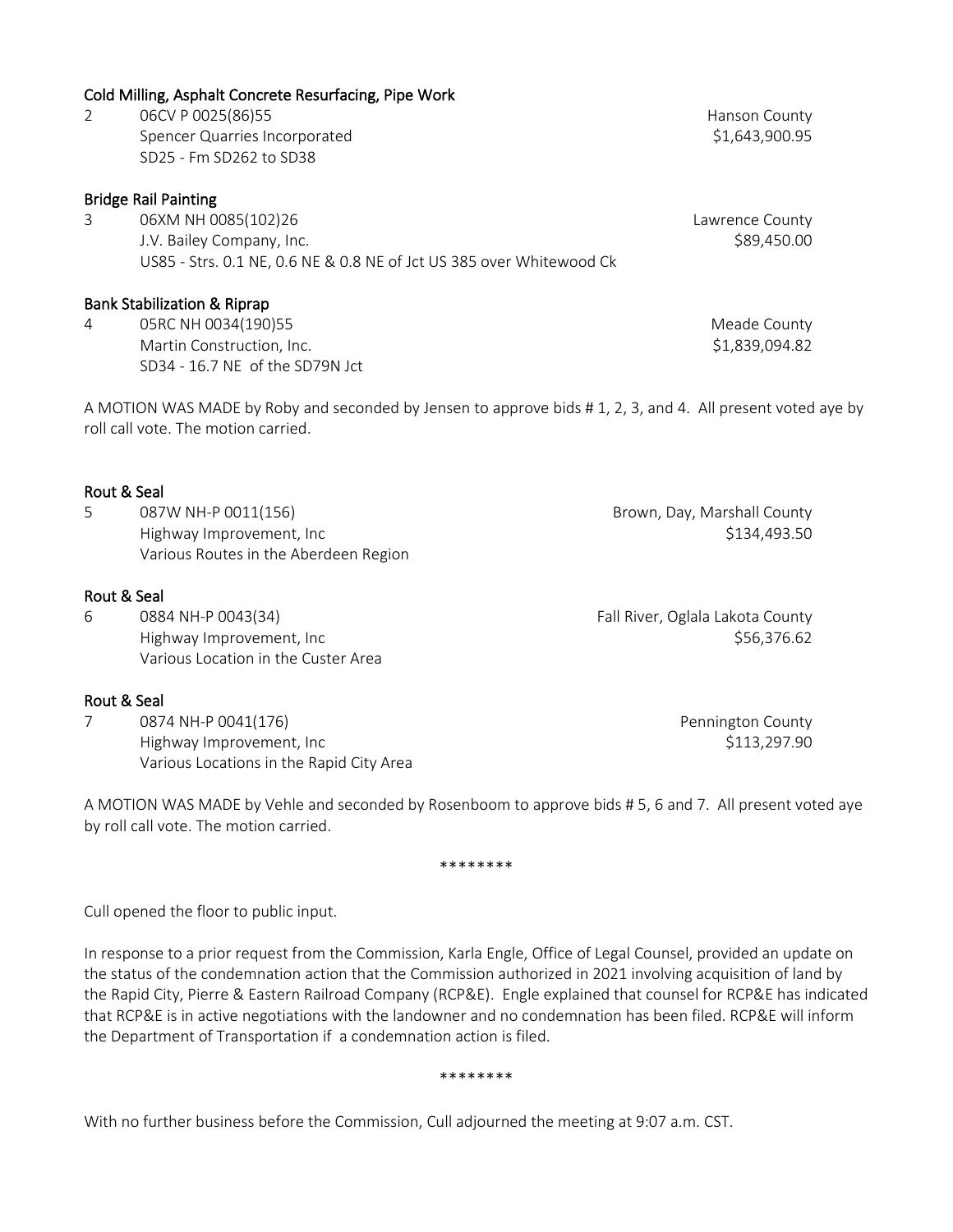**Cold Milling, Asphalt Concrete Resurfacing, Pipe Work**

2 06CV P 0025(86)55 Hanson County
Spencer Quarries Incorporated $1,643,900.95
SD25 - Fm SD262 to SD38

**Bridge Rail Painting**

3 06XM NH 0085(102)26 Lawrence County
J.V. Bailey Company, Inc. $89,450.00
US85 - Strs. 0.1 NE, 0.6 NE & 0.8 NE of Jct US 385 over Whitewood Ck

**Bank Stabilization & Riprap**

4 05RC NH 0034(190)55 Meade County
Martin Construction, Inc. $1,839,094.82
SD34 - 16.7 NE of the SD79N Jct

A MOTION WAS MADE by Roby and seconded by Jensen to approve bids # 1, 2, 3, and 4. All present voted aye by roll call vote. The motion carried.

**Rout & Seal**

5 087W NH-P 0011(156) Brown, Day, Marshall County
Highway Improvement, Inc $134,493.50
Various Routes in the Aberdeen Region

**Rout & Seal**

6 0884 NH-P 0043(34) Fall River, Oglala Lakota County
Highway Improvement, Inc $56,376.62
Various Location in the Custer Area

**Rout & Seal**

7 0874 NH-P 0041(176) Pennington County
Highway Improvement, Inc $113,297.90
Various Locations in the Rapid City Area

A MOTION WAS MADE by Vehle and seconded by Rosenboom to approve bids # 5, 6 and 7. All present voted aye by roll call vote. The motion carried.

********

Cull opened the floor to public input.

In response to a prior request from the Commission, Karla Engle, Office of Legal Counsel, provided an update on the status of the condemnation action that the Commission authorized in 2021 involving acquisition of land by the Rapid City, Pierre & Eastern Railroad Company (RCP&E). Engle explained that counsel for RCP&E has indicated that RCP&E is in active negotiations with the landowner and no condemnation has been filed. RCP&E will inform the Department of Transportation if a condemnation action is filed.

********

With no further business before the Commission, Cull adjourned the meeting at 9:07 a.m. CST.